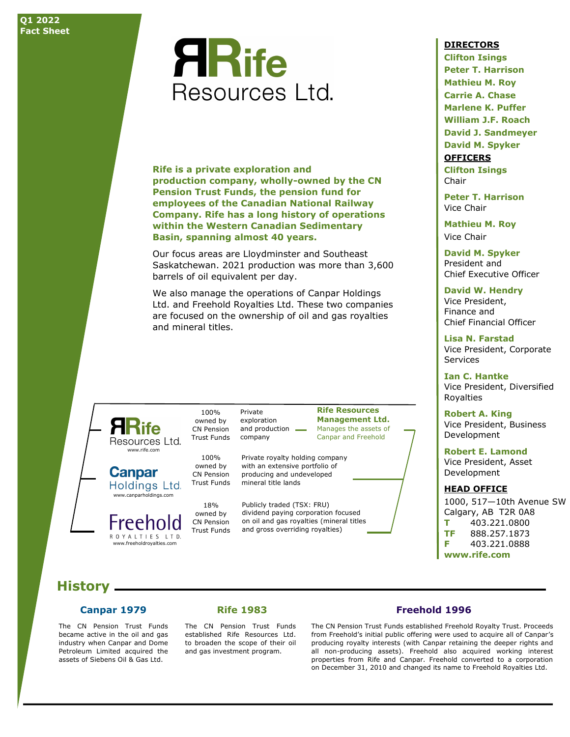Q1 2022
Fact Sheet

# Rife Resources Ltd.

**Rife is a private exploration and production company, wholly-owned by the CN Pension Trust Funds, the pension fund for employees of the Canadian National Railway Company. Rife has a long history of operations within the Western Canadian Sedimentary Basin, spanning almost 40 years.**

Our focus areas are Lloydminster and Southeast Saskatchewan. 2021 production was more than 3,600 barrels of oil equivalent per day.

We also manage the operations of Canpar Holdings Ltd. and Freehold Royalties Ltd. These two companies are focused on the ownership of oil and gas royalties and mineral titles.

| Company | Ownership | Description |
| --- | --- | --- |
| Rife Resources Ltd. (www.rife.com) | 100% owned by CN Pension Trust Funds | Private exploration and production company |
| Canpar Holdings Ltd. (www.canparholdings.com) | 100% owned by CN Pension Trust Funds | Private royalty holding company with an extensive portfolio of producing and undeveloped mineral title lands |
| Freehold Royalties Ltd. (www.freeholdroyalties.com) | 18% owned by CN Pension Trust Funds | Publicly traded (TSX: FRU) dividend paying corporation focused on oil and gas royalties (mineral titles and gross overriding royalties) |

**Rife Resources Management Ltd.** Manages the assets of Canpar and Freehold

## DIRECTORS

**Clifton Isings**
**Peter T. Harrison**
**Mathieu M. Roy**
**Carrie A. Chase**
**Marlene K. Puffer**
**William J.F. Roach**
**David J. Sandmeyer**
**David M. Spyker**

## OFFICERS

**Clifton Isings**
Chair

**Peter T. Harrison**
Vice Chair

**Mathieu M. Roy**
Vice Chair

**David M. Spyker**
President and Chief Executive Officer

**David W. Hendry**
Vice President, Finance and Chief Financial Officer

**Lisa N. Farstad**
Vice President, Corporate Services

**Ian C. Hantke**
Vice President, Diversified Royalties

**Robert A. King**
Vice President, Business Development

**Robert E. Lamond**
Vice President, Asset Development

## HEAD OFFICE

1000, 517—10th Avenue SW
Calgary, AB T2R 0A8
**T** 403.221.0800
**TF** 888.257.1873
**F** 403.221.0888
**www.rife.com**

## History

### Canpar 1979

The CN Pension Trust Funds became active in the oil and gas industry when Canpar and Dome Petroleum Limited acquired the assets of Siebens Oil & Gas Ltd.

### Rife 1983

The CN Pension Trust Funds established Rife Resources Ltd. to broaden the scope of their oil and gas investment program.

### Freehold 1996

The CN Pension Trust Funds established Freehold Royalty Trust. Proceeds from Freehold's initial public offering were used to acquire all of Canpar's producing royalty interests (with Canpar retaining the deeper rights and all non-producing assets). Freehold also acquired working interest properties from Rife and Canpar. Freehold converted to a corporation on December 31, 2010 and changed its name to Freehold Royalties Ltd.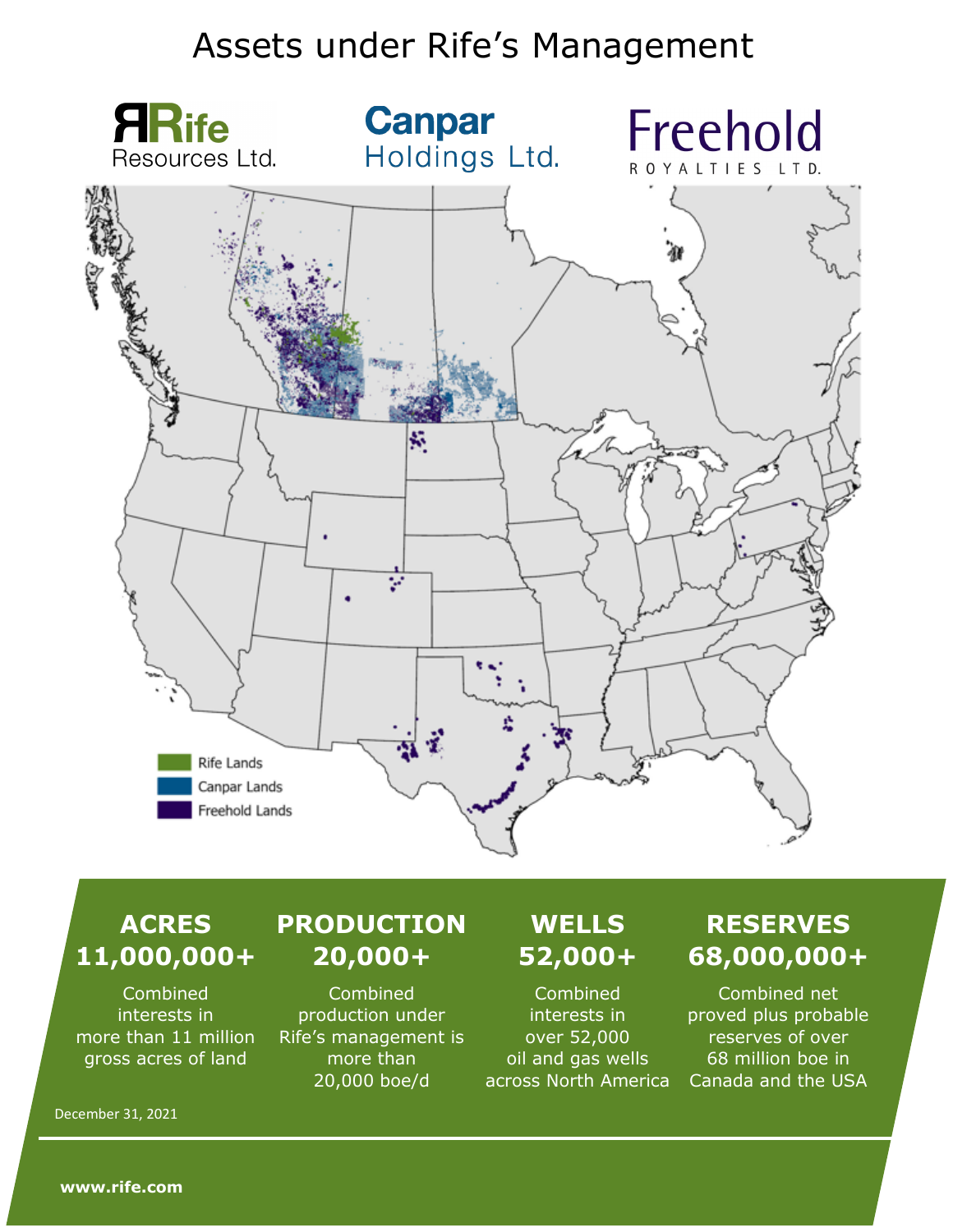# Assets under Rife's Management

Rife Resources Ltd.

Canpar Holdings Ltd.

Freehold ROYALTIES LTD.

Rife Lands

Canpar Lands

Freehold Lands

**ACRES**
**11,000,000+**

Combined interests in more than 11 million gross acres of land

**PRODUCTION**
**20,000+**

Combined production under Rife's management is more than 20,000 boe/d

**WELLS**
**52,000+**

Combined interests in over 52,000 oil and gas wells across North America

**RESERVES**
**68,000,000+**

Combined net proved plus probable reserves of over 68 million boe in Canada and the USA

December 31, 2021

**www.rife.com**